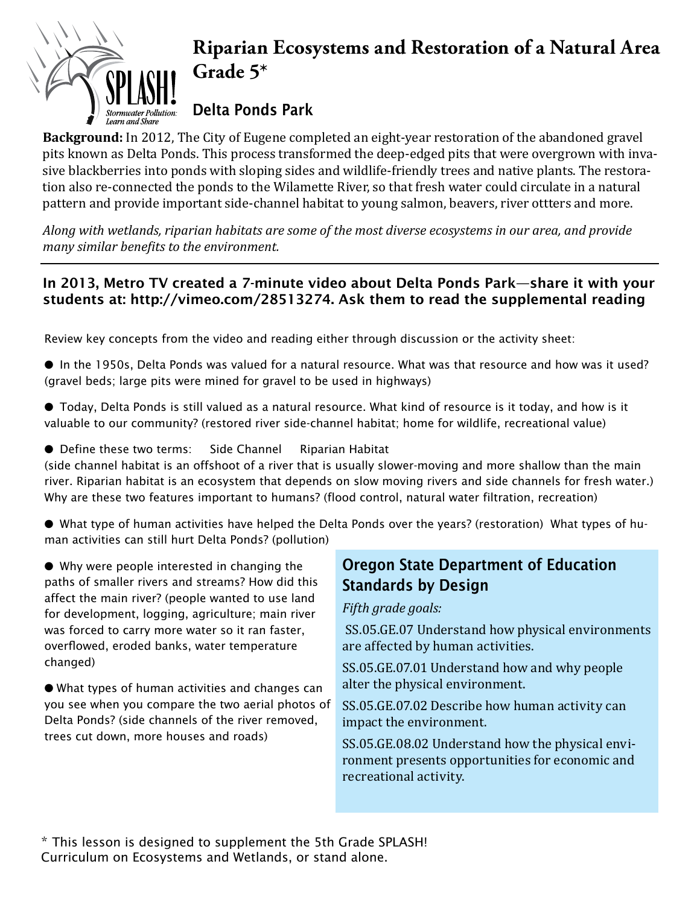SPLASH!

*Stormwater Pollution: Learn and Share*

# Riparian Ecosystems and Restoration of a Natural Area Grade 5*

## Delta Ponds Park

**Background:** In 2012, The City of Eugene completed an eight-year restoration of the abandoned gravel pits known as Delta Ponds. This process transformed the deep-edged pits that were overgrown with invasive blackberries into ponds with sloping sides and wildlife-friendly trees and native plants. The restoration also re-connected the ponds to the Wilamette River, so that fresh water could circulate in a natural pattern and provide important side-channel habitat to young salmon, beavers, river ottters and more.

*Along with wetlands, riparian habitats are some of the most diverse ecosystems in our area, and provide many similar benefits to the environment.*

---

**In 2013, Metro TV created a 7-minute video about Delta Ponds Park—share it with your students at: http://vimeo.com/28513274. Ask them to read the supplemental reading**

Review key concepts from the video and reading either through discussion or the activity sheet:

- In the 1950s, Delta Ponds was valued for a natural resource. What was that resource and how was it used? (gravel beds; large pits were mined for gravel to be used in highways)
- Today, Delta Ponds is still valued as a natural resource. What kind of resource is it today, and how is it valuable to our community? (restored river side-channel habitat; home for wildlife, recreational value)
- Define these two terms: Side Channel Riparian Habitat
(side channel habitat is an offshoot of a river that is usually slower-moving and more shallow than the main river. Riparian habitat is an ecosystem that depends on slow moving rivers and side channels for fresh water.) Why are these two features important to humans? (flood control, natural water filtration, recreation)
- What type of human activities have helped the Delta Ponds over the years? (restoration) What types of human activities can still hurt Delta Ponds? (pollution)
- Why were people interested in changing the paths of smaller rivers and streams? How did this affect the main river? (people wanted to use land for development, logging, agriculture; main river was forced to carry more water so it ran faster, overflowed, eroded banks, water temperature changed)
- What types of human activities and changes can you see when you compare the two aerial photos of Delta Ponds? (side channels of the river removed, trees cut down, more houses and roads)

### Oregon State Department of Education Standards by Design

*Fifth grade goals:*

SS.05.GE.07 Understand how physical environments are affected by human activities.

SS.05.GE.07.01 Understand how and why people alter the physical environment.

SS.05.GE.07.02 Describe how human activity can impact the environment.

SS.05.GE.08.02 Understand how the physical environment presents opportunities for economic and recreational activity.

\* This lesson is designed to supplement the 5th Grade SPLASH! Curriculum on Ecosystems and Wetlands, or stand alone.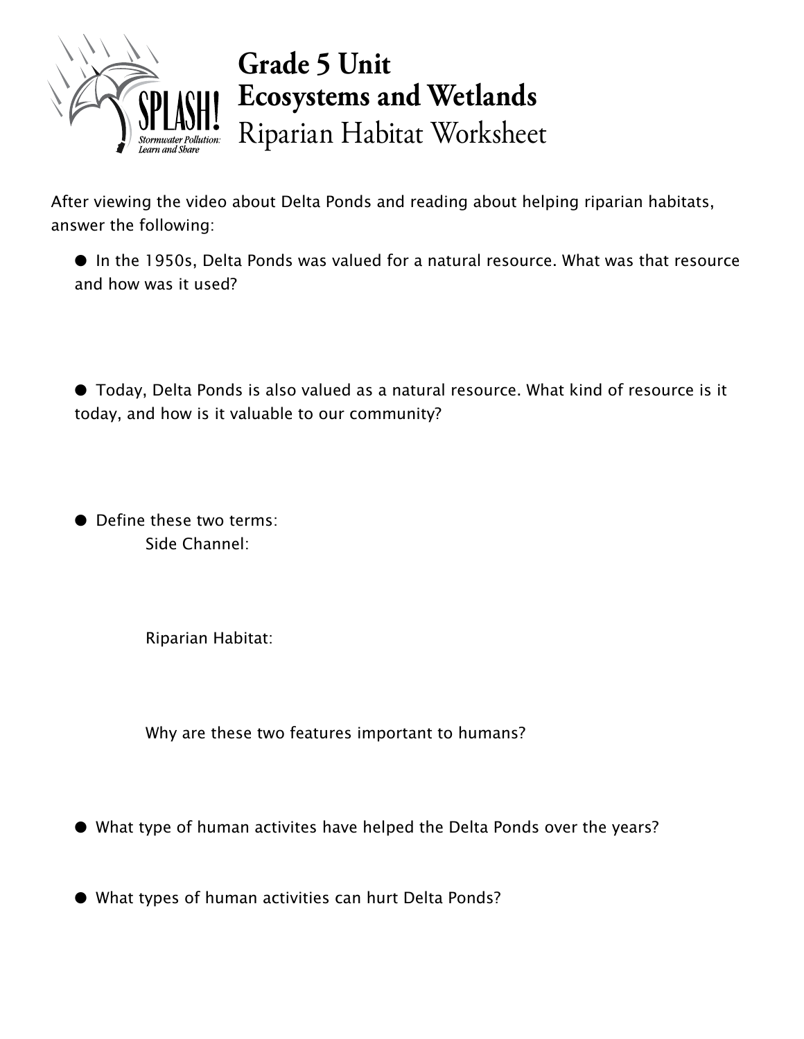# Grade 5 Unit
## Ecosystems and Wetlands
## Riparian Habitat Worksheet

After viewing the video about Delta Ponds and reading about helping riparian habitats, answer the following:

- In the 1950s, Delta Ponds was valued for a natural resource. What was that resource and how was it used?

- Today, Delta Ponds is also valued as a natural resource. What kind of resource is it today, and how is it valuable to our community?

- Define these two terms:

  Side Channel:

  Riparian Habitat:

  Why are these two features important to humans?

- What type of human activites have helped the Delta Ponds over the years?

- What types of human activities can hurt Delta Ponds?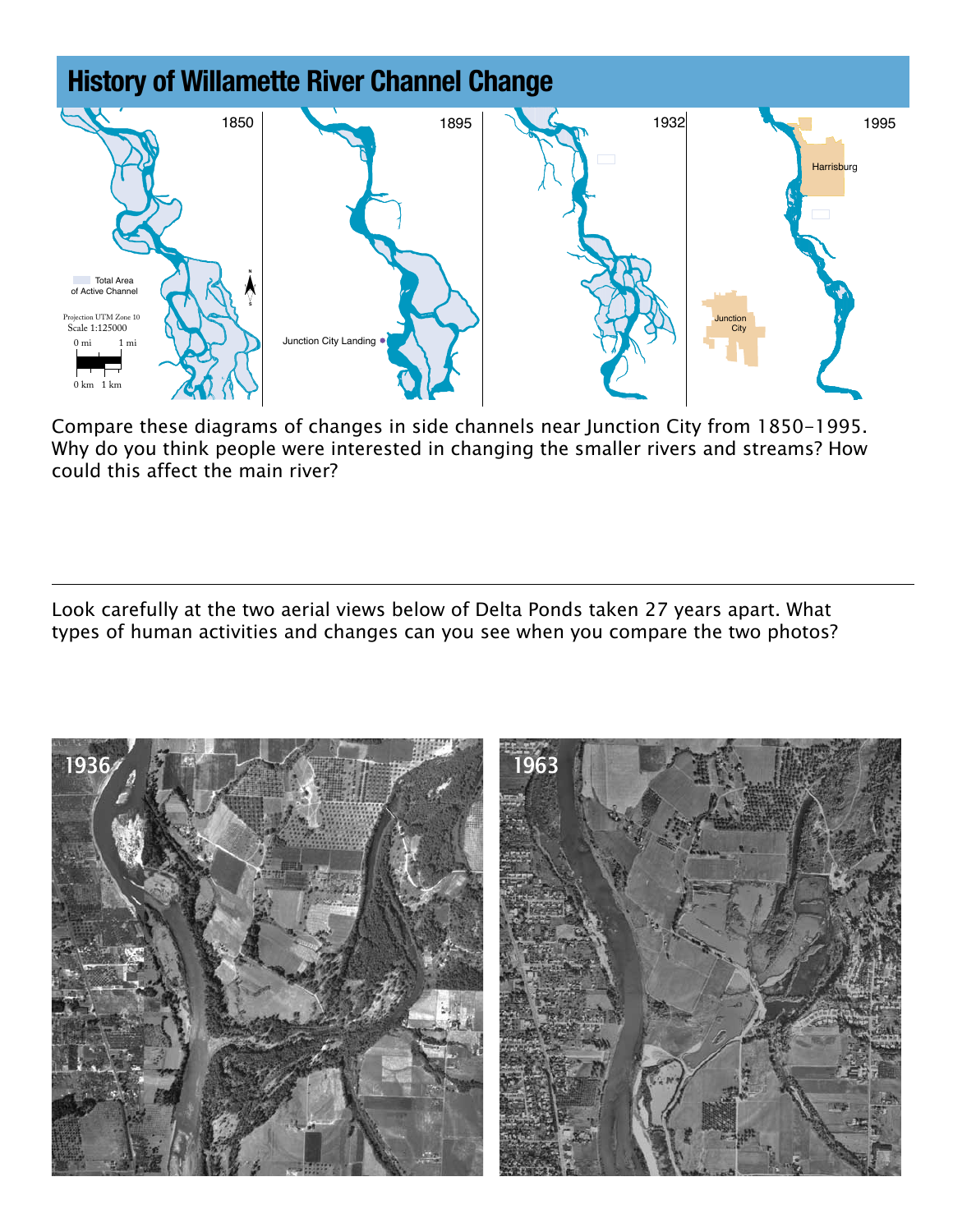## History of Willamette River Channel Change

Compare these diagrams of changes in side channels near Junction City from 1850-1995. Why do you think people were interested in changing the smaller rivers and streams? How could this affect the main river?

---

Look carefully at the two aerial views below of Delta Ponds taken 27 years apart. What types of human activities and changes can you see when you compare the two photos?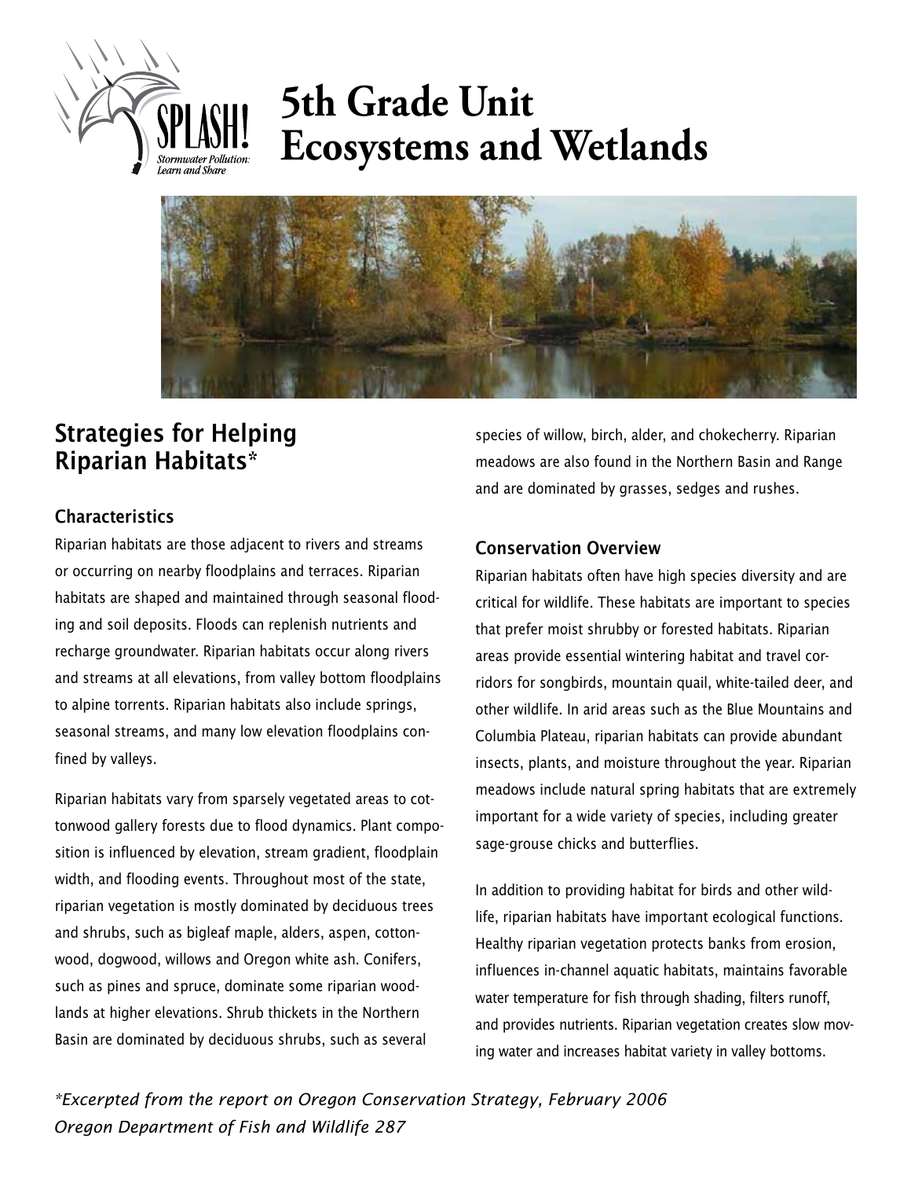# 5th Grade Unit Ecosystems and Wetlands

## Strategies for Helping Riparian Habitats*

### Characteristics

Riparian habitats are those adjacent to rivers and streams or occurring on nearby floodplains and terraces. Riparian habitats are shaped and maintained through seasonal flooding and soil deposits. Floods can replenish nutrients and recharge groundwater. Riparian habitats occur along rivers and streams at all elevations, from valley bottom floodplains to alpine torrents. Riparian habitats also include springs, seasonal streams, and many low elevation floodplains confined by valleys.

Riparian habitats vary from sparsely vegetated areas to cottonwood gallery forests due to flood dynamics. Plant composition is influenced by elevation, stream gradient, floodplain width, and flooding events. Throughout most of the state, riparian vegetation is mostly dominated by deciduous trees and shrubs, such as bigleaf maple, alders, aspen, cottonwood, dogwood, willows and Oregon white ash. Conifers, such as pines and spruce, dominate some riparian woodlands at higher elevations. Shrub thickets in the Northern Basin are dominated by deciduous shrubs, such as several species of willow, birch, alder, and chokecherry. Riparian meadows are also found in the Northern Basin and Range and are dominated by grasses, sedges and rushes.

### Conservation Overview

Riparian habitats often have high species diversity and are critical for wildlife. These habitats are important to species that prefer moist shrubby or forested habitats. Riparian areas provide essential wintering habitat and travel corridors for songbirds, mountain quail, white-tailed deer, and other wildlife. In arid areas such as the Blue Mountains and Columbia Plateau, riparian habitats can provide abundant insects, plants, and moisture throughout the year. Riparian meadows include natural spring habitats that are extremely important for a wide variety of species, including greater sage-grouse chicks and butterflies.

In addition to providing habitat for birds and other wildlife, riparian habitats have important ecological functions. Healthy riparian vegetation protects banks from erosion, influences in-channel aquatic habitats, maintains favorable water temperature for fish through shading, filters runoff, and provides nutrients. Riparian vegetation creates slow moving water and increases habitat variety in valley bottoms.

*\*Excerpted from the report on Oregon Conservation Strategy, February 2006*
*Oregon Department of Fish and Wildlife 287*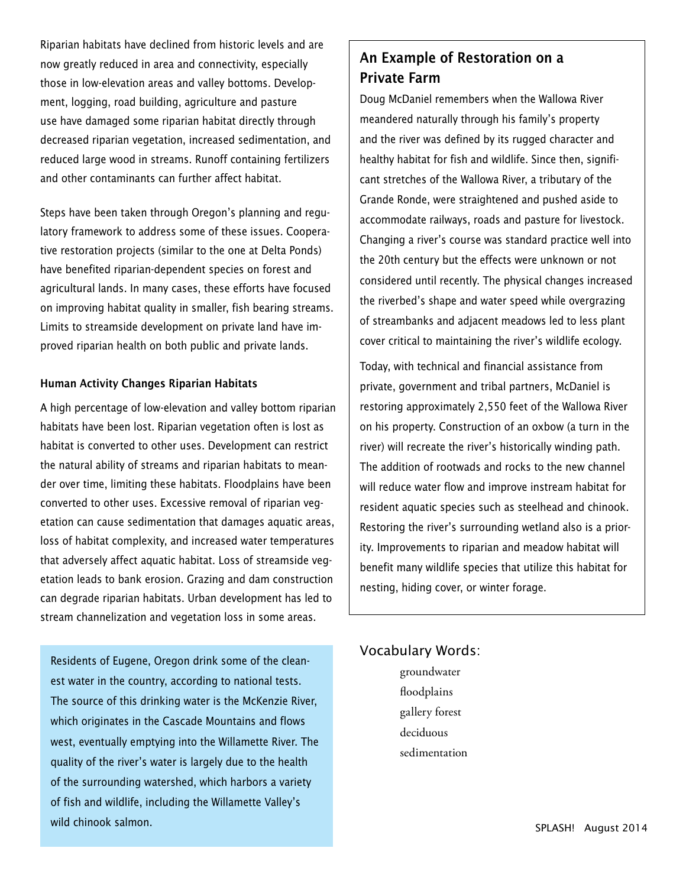Riparian habitats have declined from historic levels and are now greatly reduced in area and connectivity, especially those in low-elevation areas and valley bottoms. Development, logging, road building, agriculture and pasture use have damaged some riparian habitat directly through decreased riparian vegetation, increased sedimentation, and reduced large wood in streams. Runoff containing fertilizers and other contaminants can further affect habitat.

Steps have been taken through Oregon's planning and regulatory framework to address some of these issues. Cooperative restoration projects (similar to the one at Delta Ponds) have benefited riparian-dependent species on forest and agricultural lands. In many cases, these efforts have focused on improving habitat quality in smaller, fish bearing streams. Limits to streamside development on private land have improved riparian health on both public and private lands.

### Human Activity Changes Riparian Habitats

A high percentage of low-elevation and valley bottom riparian habitats have been lost. Riparian vegetation often is lost as habitat is converted to other uses. Development can restrict the natural ability of streams and riparian habitats to meander over time, limiting these habitats. Floodplains have been converted to other uses. Excessive removal of riparian vegetation can cause sedimentation that damages aquatic areas, loss of habitat complexity, and increased water temperatures that adversely affect aquatic habitat. Loss of streamside vegetation leads to bank erosion. Grazing and dam construction can degrade riparian habitats. Urban development has led to stream channelization and vegetation loss in some areas.

Residents of Eugene, Oregon drink some of the cleanest water in the country, according to national tests. The source of this drinking water is the McKenzie River, which originates in the Cascade Mountains and flows west, eventually emptying into the Willamette River. The quality of the river's water is largely due to the health of the surrounding watershed, which harbors a variety of fish and wildlife, including the Willamette Valley's wild chinook salmon.

## An Example of Restoration on a Private Farm

Doug McDaniel remembers when the Wallowa River meandered naturally through his family's property and the river was defined by its rugged character and healthy habitat for fish and wildlife. Since then, significant stretches of the Wallowa River, a tributary of the Grande Ronde, were straightened and pushed aside to accommodate railways, roads and pasture for livestock. Changing a river's course was standard practice well into the 20th century but the effects were unknown or not considered until recently. The physical changes increased the riverbed's shape and water speed while overgrazing of streambanks and adjacent meadows led to less plant cover critical to maintaining the river's wildlife ecology.

Today, with technical and financial assistance from private, government and tribal partners, McDaniel is restoring approximately 2,550 feet of the Wallowa River on his property. Construction of an oxbow (a turn in the river) will recreate the river's historically winding path. The addition of rootwads and rocks to the new channel will reduce water flow and improve instream habitat for resident aquatic species such as steelhead and chinook. Restoring the river's surrounding wetland also is a priority. Improvements to riparian and meadow habitat will benefit many wildlife species that utilize this habitat for nesting, hiding cover, or winter forage.

## Vocabulary Words:

- groundwater
- floodplains
- gallery forest
- deciduous
- sedimentation